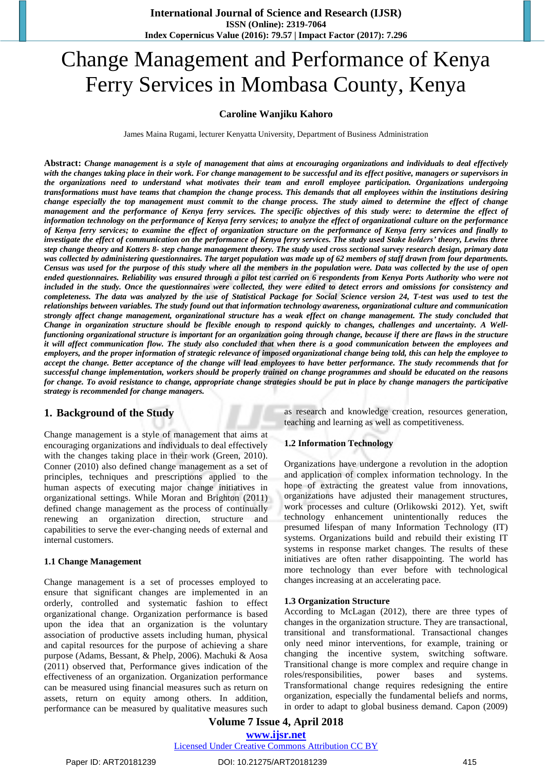# Change Management and Performance of Kenya Ferry Services in Mombasa County, Kenya

**Caroline Wanjiku Kahoro**

James Maina Rugami, lecturer Kenyatta University, Department of Business Administration

**Abstract:** ***Change management is a style of management that aims at encouraging organizations and individuals to deal effectively with the changes taking place in their work. For change management to be successful and its effect positive, managers or supervisors in the organizations need to understand what motivates their team and enroll employee participation. Organizations undergoing transformations must have teams that champion the change process. This demands that all employees within the institutions desiring change especially the top management must commit to the change process. The study aimed to determine the effect of change management and the performance of Kenya ferry services. The specific objectives of this study were: to determine the effect of information technology on the performance of Kenya ferry services; to analyze the effect of organizational culture on the performance of Kenya ferry services; to examine the effect of organization structure on the performance of Kenya ferry services and finally to investigate the effect of communication on the performance of Kenya ferry services. The study used Stake holders' theory, Lewins three step change theory and Kotters 8- step change management theory. The study used cross sectional survey research design, primary data was collected by administering questionnaires. The target population was made up of 62 members of staff drawn from four departments. Census was used for the purpose of this study where all the members in the population were. Data was collected by the use of open ended questionnaires. Reliability was ensured through a pilot test carried on 6 respondents from Kenya Ports Authority who were not included in the study. Once the questionnaires were collected, they were edited to detect errors and omissions for consistency and completeness. The data was analyzed by the use of Statistical Package for Social Science version 24, T-test was used to test the relationships between variables. The study found out that information technology awareness, organizational culture and communication strongly affect change management, organizational structure has a weak effect on change management. The study concluded that Change in organization structure should be flexible enough to respond quickly to changes, challenges and uncertainty. A Well-functioning organizational structure is important for an organization going through change, because if there are flaws in the structure it will affect communication flow. The study also concluded that when there is a good communication between the employees and employers, and the proper information of strategic relevance of imposed organizational change being told, this can help the employee to accept the change. Better acceptance of the change will lead employees to have better performance. The study recommends that for successful change implementation, workers should be properly trained on change programmes and should be educated on the reasons for change. To avoid resistance to change, appropriate change strategies should be put in place by change managers the participative strategy is recommended for change managers.***

## 1. Background of the Study

Change management is a style of management that aims at encouraging organizations and individuals to deal effectively with the changes taking place in their work (Green, 2010). Conner (2010) also defined change management as a set of principles, techniques and prescriptions applied to the human aspects of executing major change initiatives in organizational settings. While Moran and Brighton (2011) defined change management as the process of continually renewing an organization direction, structure and capabilities to serve the ever-changing needs of external and internal customers.

### 1.1 Change Management

Change management is a set of processes employed to ensure that significant changes are implemented in an orderly, controlled and systematic fashion to effect organizational change. Organization performance is based upon the idea that an organization is the voluntary association of productive assets including human, physical and capital resources for the purpose of achieving a share purpose (Adams, Bessant, & Phelp, 2006). Machuki & Aosa (2011) observed that, Performance gives indication of the effectiveness of an organization. Organization performance can be measured using financial measures such as return on assets, return on equity among others. In addition, performance can be measured by qualitative measures such as research and knowledge creation, resources generation, teaching and learning as well as competitiveness.

### 1.2 Information Technology

Organizations have undergone a revolution in the adoption and application of complex information technology. In the hope of extracting the greatest value from innovations, organizations have adjusted their management structures, work processes and culture (Orlikowski 2012). Yet, swift technology enhancement unintentionally reduces the presumed lifespan of many Information Technology (IT) systems. Organizations build and rebuild their existing IT systems in response market changes. The results of these initiatives are often rather disappointing. The world has more technology than ever before with technological changes increasing at an accelerating pace.

### 1.3 Organization Structure

According to McLagan (2012), there are three types of changes in the organization structure. They are transactional, transitional and transformational. Transactional changes only need minor interventions, for example, training or changing the incentive system, switching software. Transitional change is more complex and require change in roles/responsibilities, power bases and systems. Transformational change requires redesigning the entire organization, especially the fundamental beliefs and norms, in order to adapt to global business demand. Capon (2009)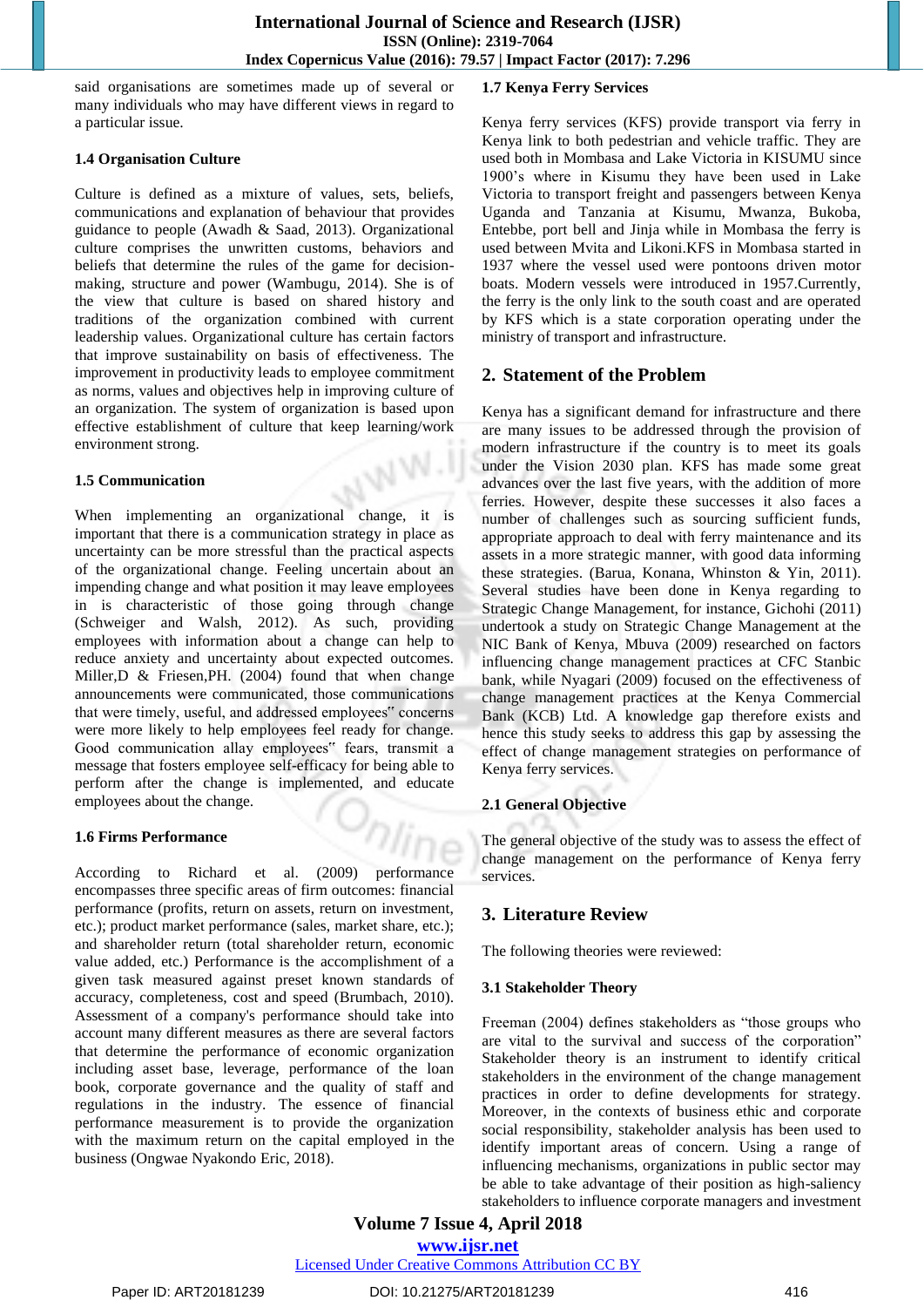said organisations are sometimes made up of several or many individuals who may have different views in regard to a particular issue.

### 1.4 Organisation Culture

Culture is defined as a mixture of values, sets, beliefs, communications and explanation of behaviour that provides guidance to people (Awadh & Saad, 2013). Organizational culture comprises the unwritten customs, behaviors and beliefs that determine the rules of the game for decision-making, structure and power (Wambugu, 2014). She is of the view that culture is based on shared history and traditions of the organization combined with current leadership values. Organizational culture has certain factors that improve sustainability on basis of effectiveness. The improvement in productivity leads to employee commitment as norms, values and objectives help in improving culture of an organization. The system of organization is based upon effective establishment of culture that keep learning/work environment strong.

### 1.5 Communication

When implementing an organizational change, it is important that there is a communication strategy in place as uncertainty can be more stressful than the practical aspects of the organizational change. Feeling uncertain about an impending change and what position it may leave employees in is characteristic of those going through change (Schweiger and Walsh, 2012). As such, providing employees with information about a change can help to reduce anxiety and uncertainty about expected outcomes. Miller,D & Friesen,PH. (2004) found that when change announcements were communicated, those communications that were timely, useful, and addressed employees‟ concerns were more likely to help employees feel ready for change. Good communication allay employees‟ fears, transmit a message that fosters employee self-efficacy for being able to perform after the change is implemented, and educate employees about the change.

### 1.6 Firms Performance

According to Richard et al. (2009) performance encompasses three specific areas of firm outcomes: financial performance (profits, return on assets, return on investment, etc.); product market performance (sales, market share, etc.); and shareholder return (total shareholder return, economic value added, etc.) Performance is the accomplishment of a given task measured against preset known standards of accuracy, completeness, cost and speed (Brumbach, 2010). Assessment of a company's performance should take into account many different measures as there are several factors that determine the performance of economic organization including asset base, leverage, performance of the loan book, corporate governance and the quality of staff and regulations in the industry. The essence of financial performance measurement is to provide the organization with the maximum return on the capital employed in the business (Ongwae Nyakondo Eric, 2018).

### 1.7 Kenya Ferry Services

Kenya ferry services (KFS) provide transport via ferry in Kenya link to both pedestrian and vehicle traffic. They are used both in Mombasa and Lake Victoria in KISUMU since 1900's where in Kisumu they have been used in Lake Victoria to transport freight and passengers between Kenya Uganda and Tanzania at Kisumu, Mwanza, Bukoba, Entebbe, port bell and Jinja while in Mombasa the ferry is used between Mvita and Likoni.KFS in Mombasa started in 1937 where the vessel used were pontoons driven motor boats. Modern vessels were introduced in 1957.Currently, the ferry is the only link to the south coast and are operated by KFS which is a state corporation operating under the ministry of transport and infrastructure.

## 2. Statement of the Problem

Kenya has a significant demand for infrastructure and there are many issues to be addressed through the provision of modern infrastructure if the country is to meet its goals under the Vision 2030 plan. KFS has made some great advances over the last five years, with the addition of more ferries. However, despite these successes it also faces a number of challenges such as sourcing sufficient funds, appropriate approach to deal with ferry maintenance and its assets in a more strategic manner, with good data informing these strategies. (Barua, Konana, Whinston & Yin, 2011). Several studies have been done in Kenya regarding to Strategic Change Management, for instance, Gichohi (2011) undertook a study on Strategic Change Management at the NIC Bank of Kenya, Mbuva (2009) researched on factors influencing change management practices at CFC Stanbic bank, while Nyagari (2009) focused on the effectiveness of change management practices at the Kenya Commercial Bank (KCB) Ltd. A knowledge gap therefore exists and hence this study seeks to address this gap by assessing the effect of change management strategies on performance of Kenya ferry services.

### 2.1 General Objective

The general objective of the study was to assess the effect of change management on the performance of Kenya ferry services.

## 3. Literature Review

The following theories were reviewed:

### 3.1 Stakeholder Theory

Freeman (2004) defines stakeholders as "those groups who are vital to the survival and success of the corporation" Stakeholder theory is an instrument to identify critical stakeholders in the environment of the change management practices in order to define developments for strategy. Moreover, in the contexts of business ethic and corporate social responsibility, stakeholder analysis has been used to identify important areas of concern. Using a range of influencing mechanisms, organizations in public sector may be able to take advantage of their position as high-saliency stakeholders to influence corporate managers and investment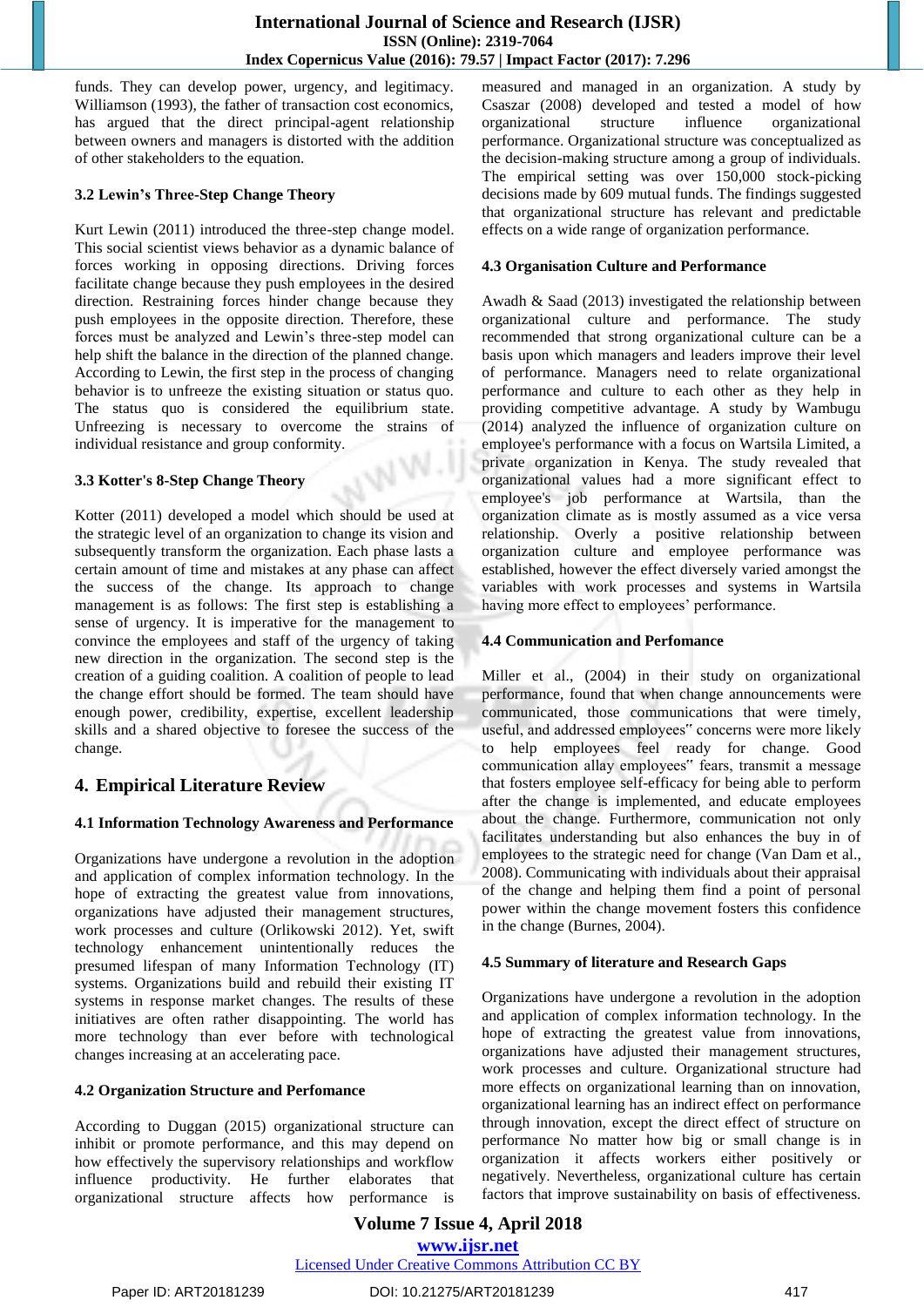funds. They can develop power, urgency, and legitimacy. Williamson (1993), the father of transaction cost economics, has argued that the direct principal-agent relationship between owners and managers is distorted with the addition of other stakeholders to the equation.

### 3.2 Lewin's Three-Step Change Theory

Kurt Lewin (2011) introduced the three-step change model. This social scientist views behavior as a dynamic balance of forces working in opposing directions. Driving forces facilitate change because they push employees in the desired direction. Restraining forces hinder change because they push employees in the opposite direction. Therefore, these forces must be analyzed and Lewin's three-step model can help shift the balance in the direction of the planned change. According to Lewin, the first step in the process of changing behavior is to unfreeze the existing situation or status quo. The status quo is considered the equilibrium state. Unfreezing is necessary to overcome the strains of individual resistance and group conformity.

### 3.3 Kotter's 8-Step Change Theory

Kotter (2011) developed a model which should be used at the strategic level of an organization to change its vision and subsequently transform the organization. Each phase lasts a certain amount of time and mistakes at any phase can affect the success of the change. Its approach to change management is as follows: The first step is establishing a sense of urgency. It is imperative for the management to convince the employees and staff of the urgency of taking new direction in the organization. The second step is the creation of a guiding coalition. A coalition of people to lead the change effort should be formed. The team should have enough power, credibility, expertise, excellent leadership skills and a shared objective to foresee the success of the change.

## 4. Empirical Literature Review

### 4.1 Information Technology Awareness and Performance

Organizations have undergone a revolution in the adoption and application of complex information technology. In the hope of extracting the greatest value from innovations, organizations have adjusted their management structures, work processes and culture (Orlikowski 2012). Yet, swift technology enhancement unintentionally reduces the presumed lifespan of many Information Technology (IT) systems. Organizations build and rebuild their existing IT systems in response market changes. The results of these initiatives are often rather disappointing. The world has more technology than ever before with technological changes increasing at an accelerating pace.

### 4.2 Organization Structure and Perfomance

According to Duggan (2015) organizational structure can inhibit or promote performance, and this may depend on how effectively the supervisory relationships and workflow influence productivity. He further elaborates that organizational structure affects how performance is measured and managed in an organization. A study by Csaszar (2008) developed and tested a model of how organizational structure influence organizational performance. Organizational structure was conceptualized as the decision-making structure among a group of individuals. The empirical setting was over 150,000 stock-picking decisions made by 609 mutual funds. The findings suggested that organizational structure has relevant and predictable effects on a wide range of organization performance.

### 4.3 Organisation Culture and Performance

Awadh & Saad (2013) investigated the relationship between organizational culture and performance. The study recommended that strong organizational culture can be a basis upon which managers and leaders improve their level of performance. Managers need to relate organizational performance and culture to each other as they help in providing competitive advantage. A study by Wambugu (2014) analyzed the influence of organization culture on employee's performance with a focus on Wartsila Limited, a private organization in Kenya. The study revealed that organizational values had a more significant effect to employee's job performance at Wartsila, than the organization climate as is mostly assumed as a vice versa relationship. Overly a positive relationship between organization culture and employee performance was established, however the effect diversely varied amongst the variables with work processes and systems in Wartsila having more effect to employees' performance.

### 4.4 Communication and Perfomance

Miller et al., (2004) in their study on organizational performance, found that when change announcements were communicated, those communications that were timely, useful, and addressed employees" concerns were more likely to help employees feel ready for change. Good communication allay employees" fears, transmit a message that fosters employee self-efficacy for being able to perform after the change is implemented, and educate employees about the change. Furthermore, communication not only facilitates understanding but also enhances the buy in of employees to the strategic need for change (Van Dam et al., 2008). Communicating with individuals about their appraisal of the change and helping them find a point of personal power within the change movement fosters this confidence in the change (Burnes, 2004).

### 4.5 Summary of literature and Research Gaps

Organizations have undergone a revolution in the adoption and application of complex information technology. In the hope of extracting the greatest value from innovations, organizations have adjusted their management structures, work processes and culture. Organizational structure had more effects on organizational learning than on innovation, organizational learning has an indirect effect on performance through innovation, except the direct effect of structure on performance No matter how big or small change is in organization it affects workers either positively or negatively. Nevertheless, organizational culture has certain factors that improve sustainability on basis of effectiveness.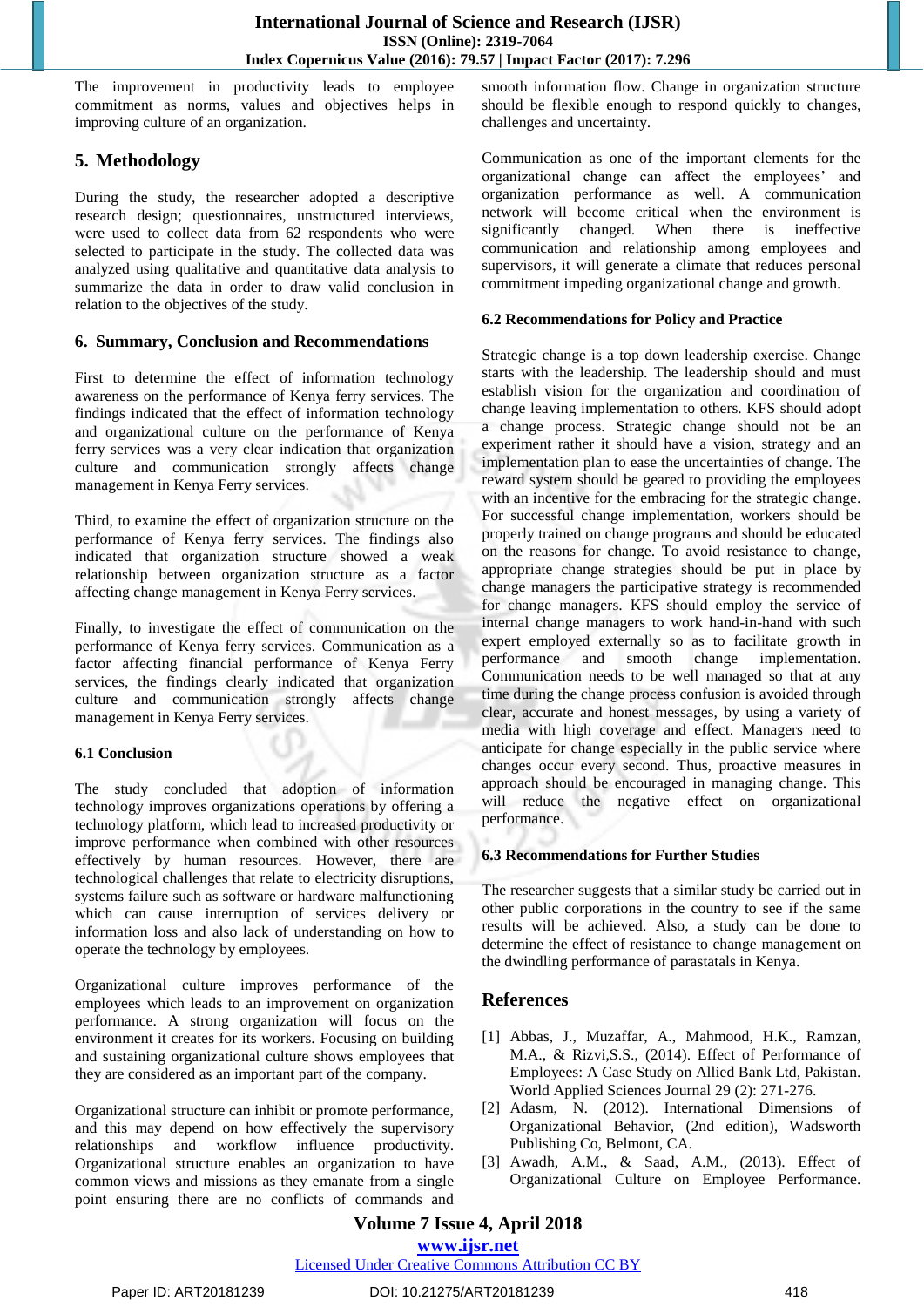The improvement in productivity leads to employee commitment as norms, values and objectives helps in improving culture of an organization.

## 5. Methodology

During the study, the researcher adopted a descriptive research design; questionnaires, unstructured interviews, were used to collect data from 62 respondents who were selected to participate in the study. The collected data was analyzed using qualitative and quantitative data analysis to summarize the data in order to draw valid conclusion in relation to the objectives of the study.

## 6. Summary, Conclusion and Recommendations

First to determine the effect of information technology awareness on the performance of Kenya ferry services. The findings indicated that the effect of information technology and organizational culture on the performance of Kenya ferry services was a very clear indication that organization culture and communication strongly affects change management in Kenya Ferry services.

Third, to examine the effect of organization structure on the performance of Kenya ferry services. The findings also indicated that organization structure showed a weak relationship between organization structure as a factor affecting change management in Kenya Ferry services.

Finally, to investigate the effect of communication on the performance of Kenya ferry services. Communication as a factor affecting financial performance of Kenya Ferry services, the findings clearly indicated that organization culture and communication strongly affects change management in Kenya Ferry services.

### 6.1 Conclusion

The study concluded that adoption of information technology improves organizations operations by offering a technology platform, which lead to increased productivity or improve performance when combined with other resources effectively by human resources. However, there are technological challenges that relate to electricity disruptions, systems failure such as software or hardware malfunctioning which can cause interruption of services delivery or information loss and also lack of understanding on how to operate the technology by employees.

Organizational culture improves performance of the employees which leads to an improvement on organization performance. A strong organization will focus on the environment it creates for its workers. Focusing on building and sustaining organizational culture shows employees that they are considered as an important part of the company.

Organizational structure can inhibit or promote performance, and this may depend on how effectively the supervisory relationships and workflow influence productivity. Organizational structure enables an organization to have common views and missions as they emanate from a single point ensuring there are no conflicts of commands and smooth information flow. Change in organization structure should be flexible enough to respond quickly to changes, challenges and uncertainty.

Communication as one of the important elements for the organizational change can affect the employees' and organization performance as well. A communication network will become critical when the environment is significantly changed. When there is ineffective communication and relationship among employees and supervisors, it will generate a climate that reduces personal commitment impeding organizational change and growth.

### 6.2 Recommendations for Policy and Practice

Strategic change is a top down leadership exercise. Change starts with the leadership. The leadership should and must establish vision for the organization and coordination of change leaving implementation to others. KFS should adopt a change process. Strategic change should not be an experiment rather it should have a vision, strategy and an implementation plan to ease the uncertainties of change. The reward system should be geared to providing the employees with an incentive for the embracing for the strategic change. For successful change implementation, workers should be properly trained on change programs and should be educated on the reasons for change. To avoid resistance to change, appropriate change strategies should be put in place by change managers the participative strategy is recommended for change managers. KFS should employ the service of internal change managers to work hand-in-hand with such expert employed externally so as to facilitate growth in performance and smooth change implementation. Communication needs to be well managed so that at any time during the change process confusion is avoided through clear, accurate and honest messages, by using a variety of media with high coverage and effect. Managers need to anticipate for change especially in the public service where changes occur every second. Thus, proactive measures in approach should be encouraged in managing change. This will reduce the negative effect on organizational performance.

### 6.3 Recommendations for Further Studies

The researcher suggests that a similar study be carried out in other public corporations in the country to see if the same results will be achieved. Also, a study can be done to determine the effect of resistance to change management on the dwindling performance of parastatals in Kenya.

## References

[1] Abbas, J., Muzaffar, A., Mahmood, H.K., Ramzan, M.A., & Rizvi,S.S., (2014). Effect of Performance of Employees: A Case Study on Allied Bank Ltd, Pakistan. World Applied Sciences Journal 29 (2): 271-276.

[2] Adasm, N. (2012). International Dimensions of Organizational Behavior, (2nd edition), Wadsworth Publishing Co, Belmont, CA.

[3] Awadh, A.M., & Saad, A.M., (2013). Effect of Organizational Culture on Employee Performance.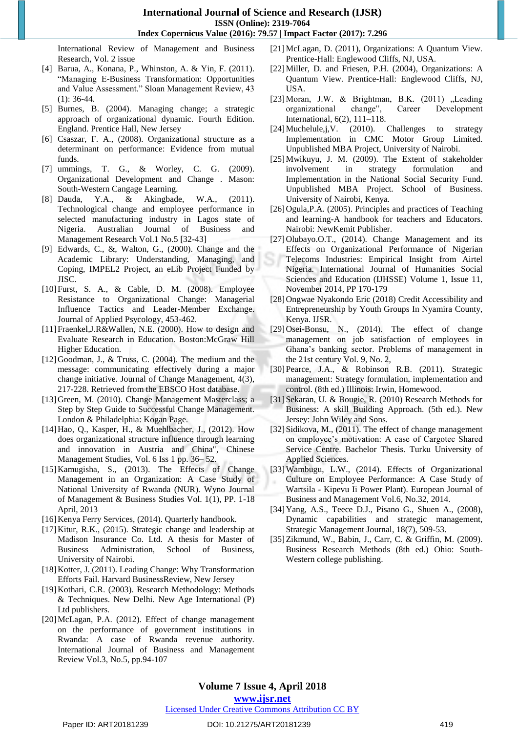International Review of Management and Business Research, Vol. 2 issue

[4] Barua, A., Konana, P., Whinston, A. & Yin, F. (2011). "Managing E-Business Transformation: Opportunities and Value Assessment." Sloan Management Review, 43 (1): 36-44.

[5] Burnes, B. (2004). Managing change; a strategic approach of organizational dynamic. Fourth Edition. England. Prentice Hall, New Jersey

[6] Csaszar, F. A., (2008). Organizational structure as a determinant on performance: Evidence from mutual funds.

[7] ummings, T. G., & Worley, C. G. (2009). Organizational Development and Change . Mason: South-Western Cangage Learning.

[8] Dauda, Y.A., & Akingbade, W.A., (2011). Technological change and employee performance in selected manufacturing industry in Lagos state of Nigeria. Australian Journal of Business and Management Research Vol.1 No.5 [32-43]

[9] Edwards, C., &, Walton, G., (2000). Change and the Academic Library: Understanding, Managing, and Coping, IMPEL2 Project, an eLib Project Funded by JISC.

[10] Furst, S. A., & Cable, D. M. (2008). Employee Resistance to Organizational Change: Managerial Influence Tactics and Leader-Member Exchange. Journal of Applied Psycology, 453-462.

[11] Fraenkel,J.R&Wallen, N.E. (2000). How to design and Evaluate Research in Education. Boston:McGraw Hill Higher Education.

[12] Goodman, J., & Truss, C. (2004). The medium and the message: communicating effectively during a major change initiative. Journal of Change Management, 4(3), 217-228. Retrieved from the EBSCO Host database.

[13] Green, M. (2010). Change Management Masterclass; a Step by Step Guide to Successful Change Management. London & Philadelphia: Kogan Page.

[14] Hao, Q., Kasper, H., & Muehlbacher, J., (2012). How does organizational structure influence through learning and innovation in Austria and China", Chinese Management Studies, Vol. 6 Iss 1 pp. 36– 52.

[15] Kamugisha, S., (2013). The Effects of Change Management in an Organization: A Case Study of National University of Rwanda (NUR). Wyno Journal of Management & Business Studies Vol. 1(1), PP. 1-18 April, 2013

[16] Kenya Ferry Services, (2014). Quarterly handbook.

[17] Kitur, R.K., (2015). Strategic change and leadership at Madison Insurance Co. Ltd. A thesis for Master of Business Administration, School of Business, University of Nairobi.

[18] Kotter, J. (2011). Leading Change: Why Transformation Efforts Fail. Harvard BusinessReview, New Jersey

[19] Kothari, C.R. (2003). Research Methodology: Methods & Techniques. New Delhi. New Age International (P) Ltd publishers.

[20] McLagan, P.A. (2012). Effect of change management on the performance of government institutions in Rwanda: A case of Rwanda revenue authority. International Journal of Business and Management Review Vol.3, No.5, pp.94-107

[21] McLagan, D. (2011), Organizations: A Quantum View. Prentice-Hall: Englewood Cliffs, NJ, USA.

[22] Miller, D. and Friesen, P.H. (2004), Organizations: A Quantum View. Prentice-Hall: Englewood Cliffs, NJ, USA.

[23] Moran, J.W. & Brightman, B.K. (2011) „Leading organizational change", Career Development International, 6(2), 111–118.

[24] Muchelule,j,V. (2010). Challenges to strategy Implementation in CMC Motor Group Limited. Unpublished MBA Project, University of Nairobi.

[25] Mwikuyu, J. M. (2009). The Extent of stakeholder involvement in strategy formulation and Implementation in the National Social Security Fund. Unpublished MBA Project. School of Business. University of Nairobi, Kenya.

[26] Ogula,P.A. (2005). Principles and practices of Teaching and learning-A handbook for teachers and Educators. Nairobi: NewKemit Publisher.

[27] Olubayo.O.T., (2014). Change Management and its Effects on Organizational Performance of Nigerian Telecoms Industries: Empirical Insight from Airtel Nigeria. International Journal of Humanities Social Sciences and Education (IJHSSE) Volume 1, Issue 11, November 2014, PP 170-179

[28] Ongwae Nyakondo Eric (2018) Credit Accessibility and Entrepreneurship by Youth Groups In Nyamira County, Kenya. IJSR.

[29] Osei-Bonsu, N., (2014). The effect of change management on job satisfaction of employees in Ghana's banking sector. Problems of management in the 21st century Vol. 9, No. 2,

[30] Pearce, J.A., & Robinson R.B. (2011). Strategic management: Strategy formulation, implementation and control. (8th ed.) Illinois: Irwin, Homewood.

[31] Sekaran, U. & Bougie, R. (2010) Research Methods for Business: A skill Building Approach. (5th ed.). New Jersey: John Wiley and Sons.

[32] Sidikova, M., (2011). The effect of change management on employee's motivation: A case of Cargotec Shared Service Centre. Bachelor Thesis. Turku University of Applied Sciences.

[33] Wambugu, L.W., (2014). Effects of Organizational Culture on Employee Performance: A Case Study of Wartsila - Kipevu Ii Power Plant). European Journal of Business and Management Vol.6, No.32, 2014.

[34] Yang, A.S., Teece D.J., Pisano G., Shuen A., (2008), Dynamic capabilities and strategic management, Strategic Management Journal, 18(7), 509-53.

[35] Zikmund, W., Babin, J., Carr, C. & Griffin, M. (2009). Business Research Methods (8th ed.) Ohio: South-Western college publishing.